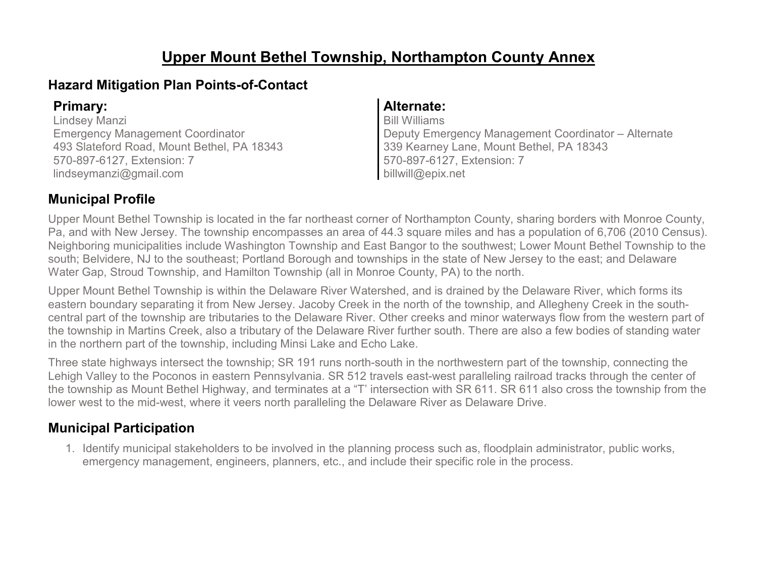# Upper Mount Bethel Township, Northampton County Annex

## Hazard Mitigation Plan Points-of-Contact

### Primary:

Lindsey Manzi
Emergency Management Coordinator
493 Slateford Road, Mount Bethel, PA 18343
570-897-6127, Extension: 7
lindseymanzi@gmail.com

### Alternate:

Bill Williams
Deputy Emergency Management Coordinator – Alternate
339 Kearney Lane, Mount Bethel, PA 18343
570-897-6127, Extension: 7
billwill@epix.net

## Municipal Profile

Upper Mount Bethel Township is located in the far northeast corner of Northampton County, sharing borders with Monroe County, Pa, and with New Jersey. The township encompasses an area of 44.3 square miles and has a population of 6,706 (2010 Census). Neighboring municipalities include Washington Township and East Bangor to the southwest; Lower Mount Bethel Township to the south; Belvidere, NJ to the southeast; Portland Borough and townships in the state of New Jersey to the east; and Delaware Water Gap, Stroud Township, and Hamilton Township (all in Monroe County, PA) to the north.

Upper Mount Bethel Township is within the Delaware River Watershed, and is drained by the Delaware River, which forms its eastern boundary separating it from New Jersey. Jacoby Creek in the north of the township, and Allegheny Creek in the south-central part of the township are tributaries to the Delaware River. Other creeks and minor waterways flow from the western part of the township in Martins Creek, also a tributary of the Delaware River further south. There are also a few bodies of standing water in the northern part of the township, including Minsi Lake and Echo Lake.

Three state highways intersect the township; SR 191 runs north-south in the northwestern part of the township, connecting the Lehigh Valley to the Poconos in eastern Pennsylvania. SR 512 travels east-west paralleling railroad tracks through the center of the township as Mount Bethel Highway, and terminates at a “T’ intersection with SR 611. SR 611 also cross the township from the lower west to the mid-west, where it veers north paralleling the Delaware River as Delaware Drive.

## Municipal Participation

1. Identify municipal stakeholders to be involved in the planning process such as, floodplain administrator, public works, emergency management, engineers, planners, etc., and include their specific role in the process.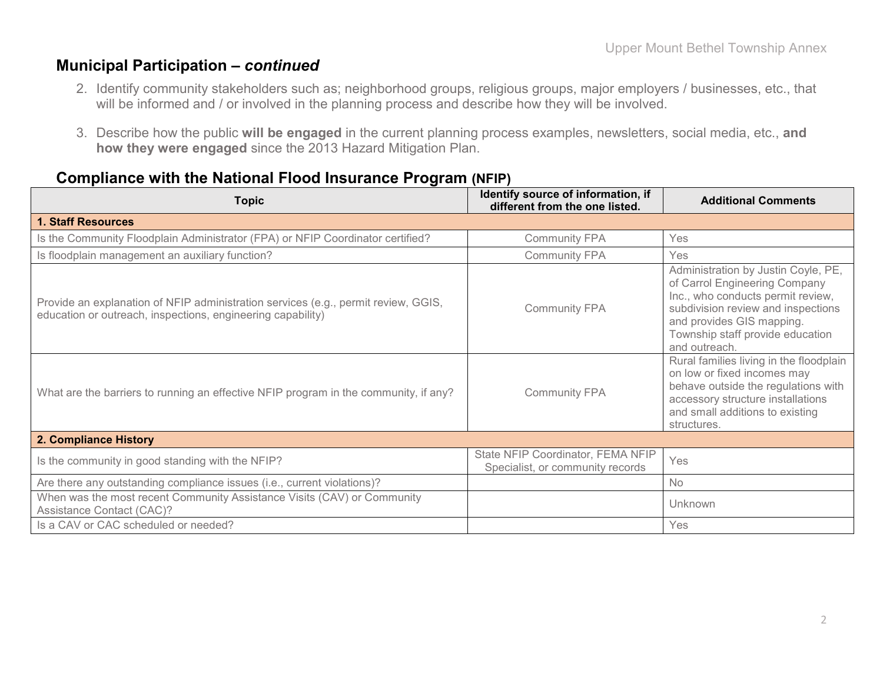## Municipal Participation – *continued*

2. Identify community stakeholders such as; neighborhood groups, religious groups, major employers / businesses, etc., that will be informed and / or involved in the planning process and describe how they will be involved.

3. Describe how the public **will be engaged** in the current planning process examples, newsletters, social media, etc., **and how they were engaged** since the 2013 Hazard Mitigation Plan.

## Compliance with the National Flood Insurance Program (NFIP)

| Topic | Identify source of information, if different from the one listed. | Additional Comments |
|---|---|---|
| **1. Staff Resources** | | |
| Is the Community Floodplain Administrator (FPA) or NFIP Coordinator certified? | Community FPA | Yes |
| Is floodplain management an auxiliary function? | Community FPA | Yes |
| Provide an explanation of NFIP administration services (e.g., permit review, GGIS, education or outreach, inspections, engineering capability) | Community FPA | Administration by Justin Coyle, PE, of Carrol Engineering Company Inc., who conducts permit review, subdivision review and inspections and provides GIS mapping. Township staff provide education and outreach. |
| What are the barriers to running an effective NFIP program in the community, if any? | Community FPA | Rural families living in the floodplain on low or fixed incomes may behave outside the regulations with accessory structure installations and small additions to existing structures. |
| **2. Compliance History** | | |
| Is the community in good standing with the NFIP? | State NFIP Coordinator, FEMA NFIP Specialist, or community records | Yes |
| Are there any outstanding compliance issues (i.e., current violations)? | | No |
| When was the most recent Community Assistance Visits (CAV) or Community Assistance Contact (CAC)? | | Unknown |
| Is a CAV or CAC scheduled or needed? | | Yes |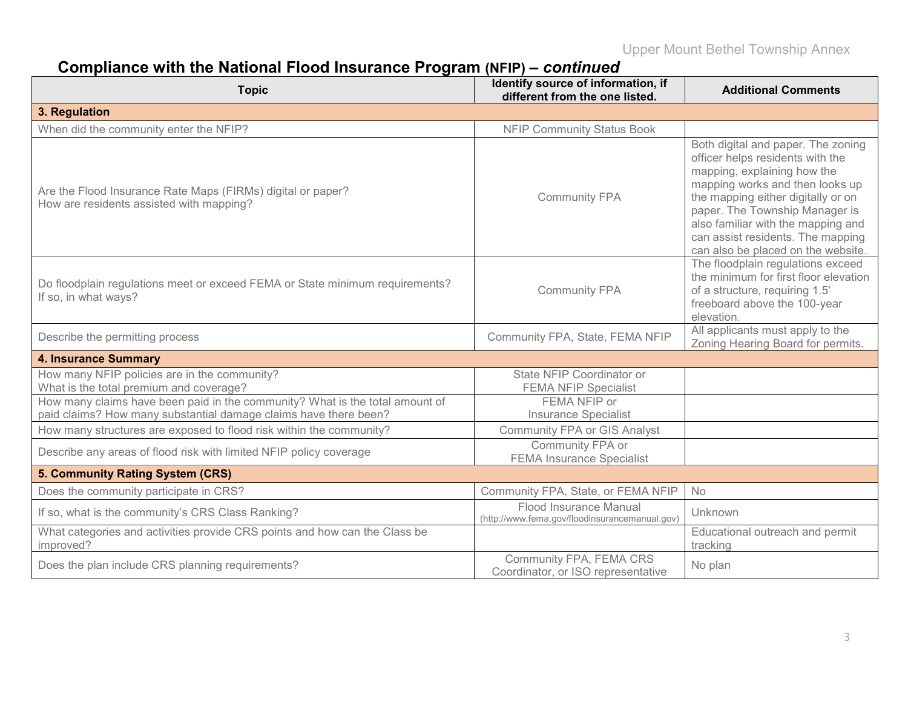## Compliance with the National Flood Insurance Program (NFIP) – *continued*

| Topic | Identify source of information, if different from the one listed. | Additional Comments |
|---|---|---|
| **3. Regulation** | | |
| When did the community enter the NFIP? | NFIP Community Status Book | |
| Are the Flood Insurance Rate Maps (FIRMs) digital or paper? How are residents assisted with mapping? | Community FPA | Both digital and paper. The zoning officer helps residents with the mapping, explaining how the mapping works and then looks up the mapping either digitally or on paper. The Township Manager is also familiar with the mapping and can assist residents. The mapping can also be placed on the website. |
| Do floodplain regulations meet or exceed FEMA or State minimum requirements? If so, in what ways? | Community FPA | The floodplain regulations exceed the minimum for first floor elevation of a structure, requiring 1.5' freeboard above the 100-year elevation. |
| Describe the permitting process | Community FPA, State, FEMA NFIP | All applicants must apply to the Zoning Hearing Board for permits. |
| **4. Insurance Summary** | | |
| How many NFIP policies are in the community? What is the total premium and coverage? | State NFIP Coordinator or FEMA NFIP Specialist | |
| How many claims have been paid in the community? What is the total amount of paid claims? How many substantial damage claims have there been? | FEMA NFIP or Insurance Specialist | |
| How many structures are exposed to flood risk within the community? | Community FPA or GIS Analyst | |
| Describe any areas of flood risk with limited NFIP policy coverage | Community FPA or FEMA Insurance Specialist | |
| **5. Community Rating System (CRS)** | | |
| Does the community participate in CRS? | Community FPA, State, or FEMA NFIP | No |
| If so, what is the community's CRS Class Ranking? | Flood Insurance Manual (http://www.fema.gov/floodinsurancemanual.gov) | Unknown |
| What categories and activities provide CRS points and how can the Class be improved? | | Educational outreach and permit tracking |
| Does the plan include CRS planning requirements? | Community FPA, FEMA CRS Coordinator, or ISO representative | No plan |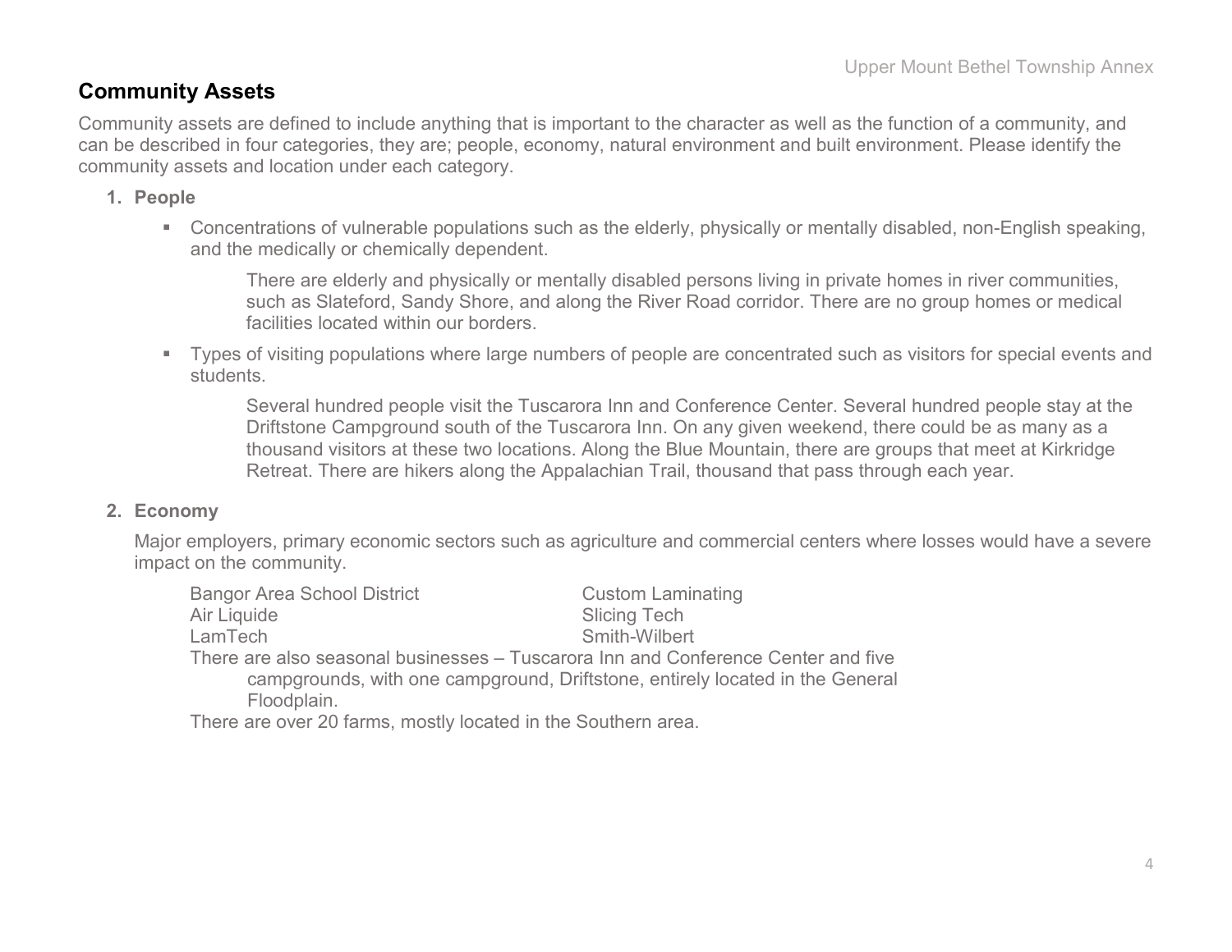## Community Assets

Community assets are defined to include anything that is important to the character as well as the function of a community, and can be described in four categories, they are; people, economy, natural environment and built environment. Please identify the community assets and location under each category.

1. **People**

   - Concentrations of vulnerable populations such as the elderly, physically or mentally disabled, non-English speaking, and the medically or chemically dependent.

     There are elderly and physically or mentally disabled persons living in private homes in river communities, such as Slateford, Sandy Shore, and along the River Road corridor. There are no group homes or medical facilities located within our borders.

   - Types of visiting populations where large numbers of people are concentrated such as visitors for special events and students.

     Several hundred people visit the Tuscarora Inn and Conference Center. Several hundred people stay at the Driftstone Campground south of the Tuscarora Inn. On any given weekend, there could be as many as a thousand visitors at these two locations. Along the Blue Mountain, there are groups that meet at Kirkridge Retreat. There are hikers along the Appalachian Trail, thousand that pass through each year.

2. **Economy**

   Major employers, primary economic sectors such as agriculture and commercial centers where losses would have a severe impact on the community.

   Bangor Area School District
   Air Liquide
   LamTech
   Custom Laminating
   Slicing Tech
   Smith-Wilbert

   There are also seasonal businesses – Tuscarora Inn and Conference Center and five campgrounds, with one campground, Driftstone, entirely located in the General Floodplain.

   There are over 20 farms, mostly located in the Southern area.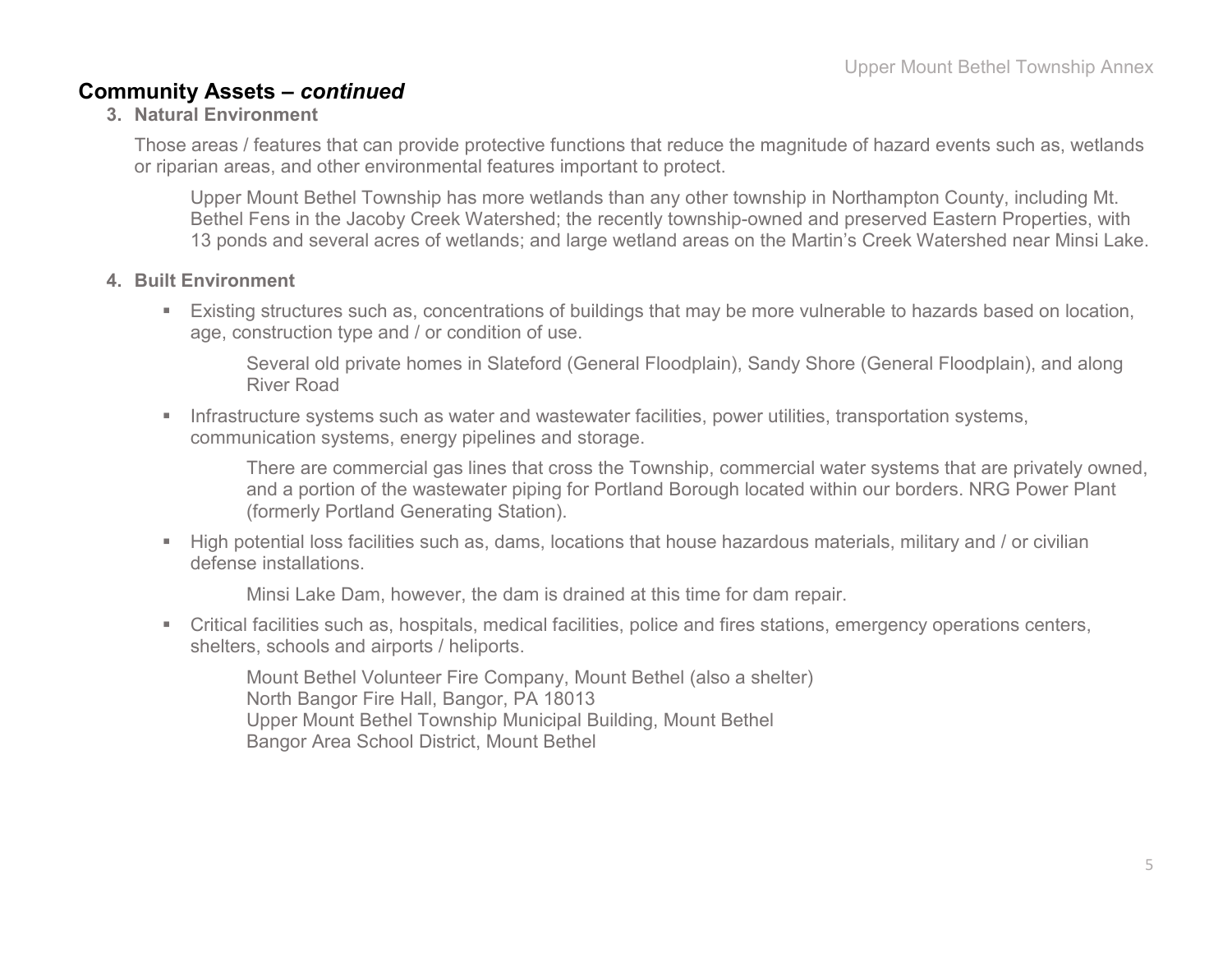## Community Assets – *continued*

3. **Natural Environment**

   Those areas / features that can provide protective functions that reduce the magnitude of hazard events such as, wetlands or riparian areas, and other environmental features important to protect.

   > Upper Mount Bethel Township has more wetlands than any other township in Northampton County, including Mt. Bethel Fens in the Jacoby Creek Watershed; the recently township-owned and preserved Eastern Properties, with 13 ponds and several acres of wetlands; and large wetland areas on the Martin's Creek Watershed near Minsi Lake.

4. **Built Environment**

   - Existing structures such as, concentrations of buildings that may be more vulnerable to hazards based on location, age, construction type and / or condition of use.

     > Several old private homes in Slateford (General Floodplain), Sandy Shore (General Floodplain), and along River Road

   - Infrastructure systems such as water and wastewater facilities, power utilities, transportation systems, communication systems, energy pipelines and storage.

     > There are commercial gas lines that cross the Township, commercial water systems that are privately owned, and a portion of the wastewater piping for Portland Borough located within our borders. NRG Power Plant (formerly Portland Generating Station).

   - High potential loss facilities such as, dams, locations that house hazardous materials, military and / or civilian defense installations.

     > Minsi Lake Dam, however, the dam is drained at this time for dam repair.

   - Critical facilities such as, hospitals, medical facilities, police and fires stations, emergency operations centers, shelters, schools and airports / heliports.

     > Mount Bethel Volunteer Fire Company, Mount Bethel (also a shelter)
     > North Bangor Fire Hall, Bangor, PA 18013
     > Upper Mount Bethel Township Municipal Building, Mount Bethel
     > Bangor Area School District, Mount Bethel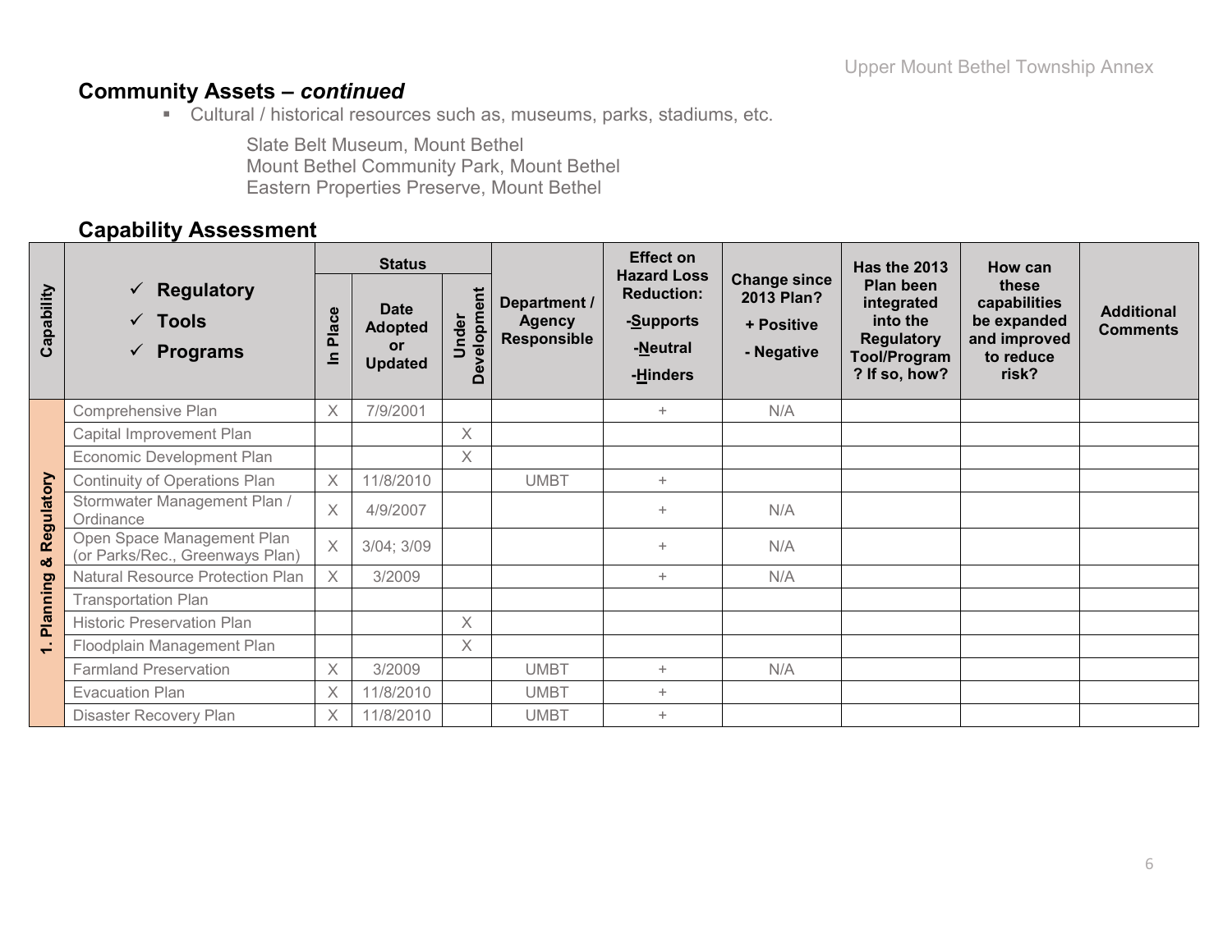## Community Assets – *continued*

- Cultural / historical resources such as, museums, parks, stadiums, etc.

  Slate Belt Museum, Mount Bethel
  Mount Bethel Community Park, Mount Bethel
  Eastern Properties Preserve, Mount Bethel

## Capability Assessment

| Capability | ✓ Regulatory ✓ Tools ✓ Programs | Status | | | Department / Agency Responsible | Effect on Hazard Loss Reduction: -Supports -Neutral -Hinders | Change since 2013 Plan? + Positive - Negative | Has the 2013 Plan been integrated into the Regulatory Tool/Program? If so, how? | How can these capabilities be expanded and improved to reduce risk? | Additional Comments |
|---|---|---|---|---|---|---|---|---|---|---|
| | | In Place | Date Adopted or Updated | Under Development | | | | | | |
| 1. Planning & Regulatory | Comprehensive Plan | X | 7/9/2001 | | | + | N/A | | | |
| | Capital Improvement Plan | | | X | | | | | | |
| | Economic Development Plan | | | X | | | | | | |
| | Continuity of Operations Plan | X | 11/8/2010 | | UMBT | + | | | | |
| | Stormwater Management Plan / Ordinance | X | 4/9/2007 | | | + | N/A | | | |
| | Open Space Management Plan (or Parks/Rec., Greenways Plan) | X | 3/04; 3/09 | | | + | N/A | | | |
| | Natural Resource Protection Plan | X | 3/2009 | | | + | N/A | | | |
| | Transportation Plan | | | | | | | | | |
| | Historic Preservation Plan | | | X | | | | | | |
| | Floodplain Management Plan | | | X | | | | | | |
| | Farmland Preservation | X | 3/2009 | | UMBT | + | N/A | | | |
| | Evacuation Plan | X | 11/8/2010 | | UMBT | + | | | | |
| | Disaster Recovery Plan | X | 11/8/2010 | | UMBT | + | | | | |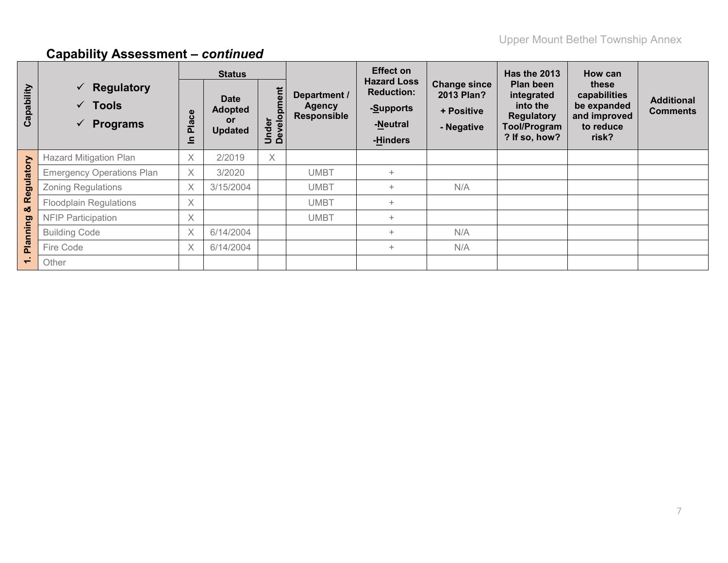## Capability Assessment – *continued*

| Capability | ✓ Regulatory ✓ Tools ✓ Programs | Status | | | Department / Agency Responsible | Effect on Hazard Loss Reduction: -Supports -Neutral -Hinders | Change since 2013 Plan? + Positive - Negative | Has the 2013 Plan been integrated into the Regulatory Tool/Program ? If so, how? | How can these capabilities be expanded and improved to reduce risk? | Additional Comments |
|---|---|---|---|---|---|---|---|---|---|---|
| | | In Place | Date Adopted or Updated | Under Development | | | | | | |
| 1. Planning & Regulatory | Hazard Mitigation Plan | X | 2/2019 | X | | | | | | |
| | Emergency Operations Plan | X | 3/2020 | | UMBT | + | | | | |
| | Zoning Regulations | X | 3/15/2004 | | UMBT | + | N/A | | | |
| | Floodplain Regulations | X | | | UMBT | + | | | | |
| | NFIP Participation | X | | | UMBT | + | | | | |
| | Building Code | X | 6/14/2004 | | | + | N/A | | | |
| | Fire Code | X | 6/14/2004 | | | + | N/A | | | |
| | Other | | | | | | | | | |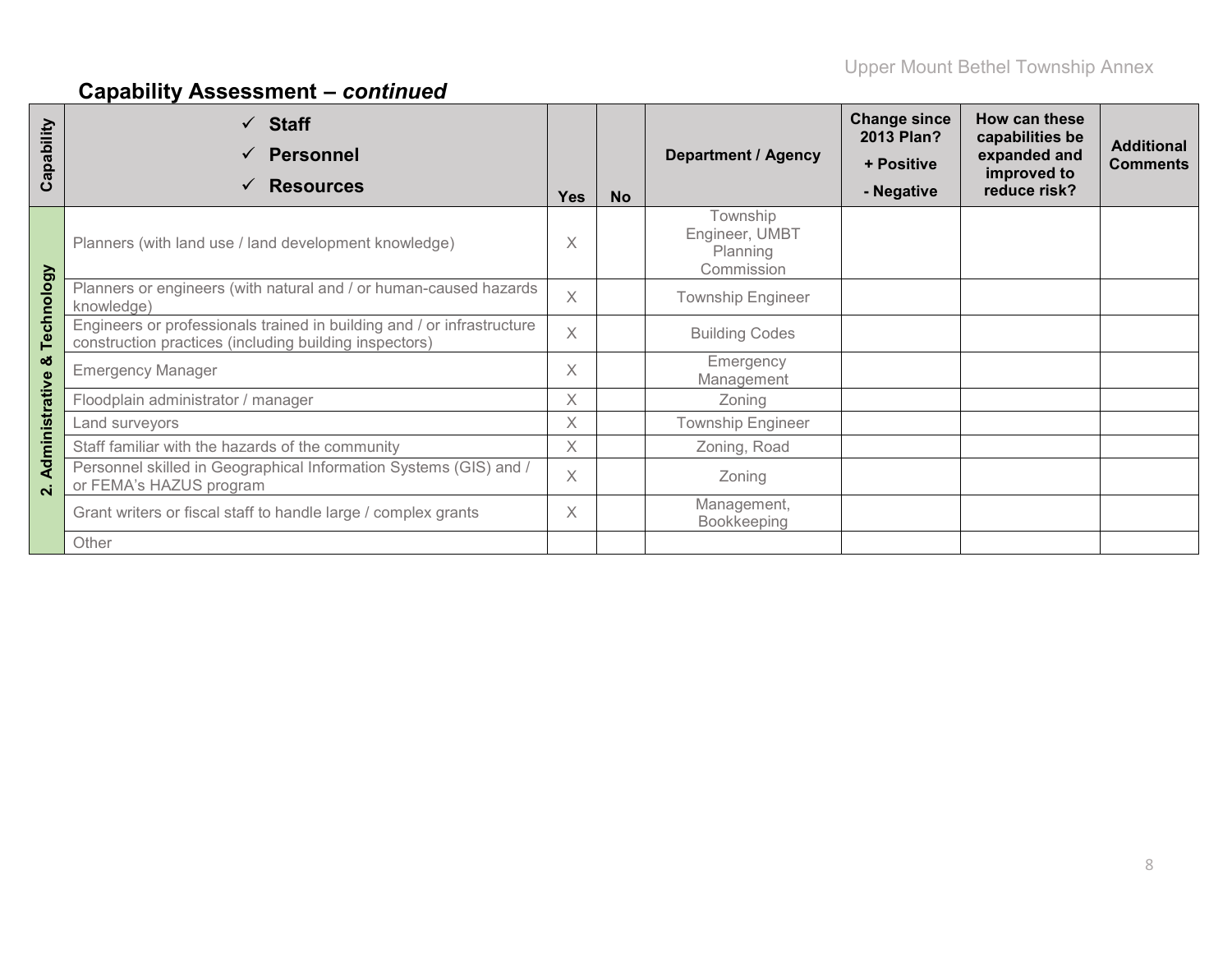## Capability Assessment – *continued*

| Capability | ✓ Staff ✓ Personnel ✓ Resources | Yes | No | Department / Agency | Change since 2013 Plan? + Positive - Negative | How can these capabilities be expanded and improved to reduce risk? | Additional Comments |
|---|---|---|---|---|---|---|---|
| 2. Administrative & Technology | Planners (with land use / land development knowledge) | X | | Township Engineer, UMBT Planning Commission | | | |
| | Planners or engineers (with natural and / or human-caused hazards knowledge) | X | | Township Engineer | | | |
| | Engineers or professionals trained in building and / or infrastructure construction practices (including building inspectors) | X | | Building Codes | | | |
| | Emergency Manager | X | | Emergency Management | | | |
| | Floodplain administrator / manager | X | | Zoning | | | |
| | Land surveyors | X | | Township Engineer | | | |
| | Staff familiar with the hazards of the community | X | | Zoning, Road | | | |
| | Personnel skilled in Geographical Information Systems (GIS) and / or FEMA's HAZUS program | X | | Zoning | | | |
| | Grant writers or fiscal staff to handle large / complex grants | X | | Management, Bookkeeping | | | |
| | Other | | | | | | |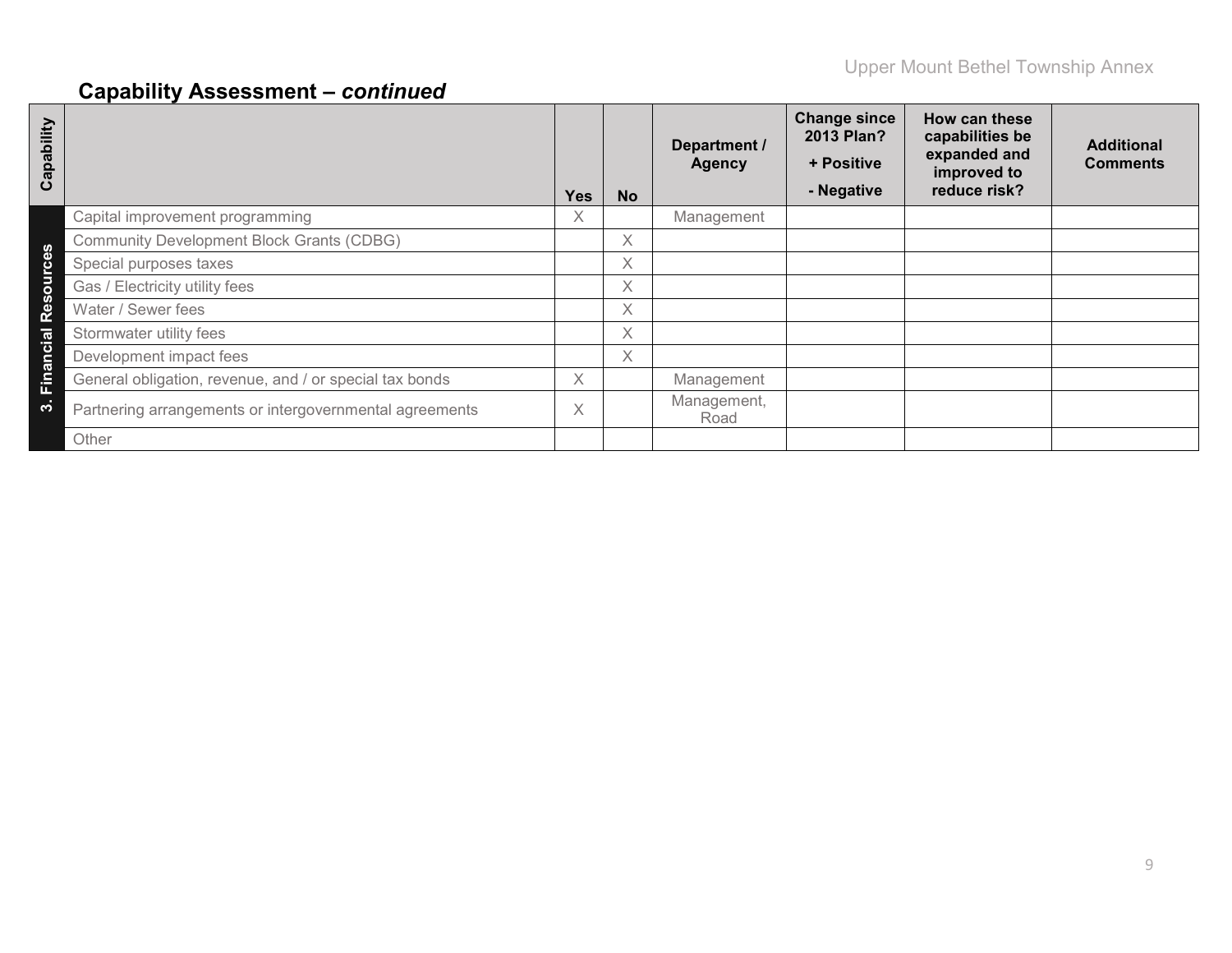## Capability Assessment – *continued*

| Capability | | Yes | No | Department / Agency | Change since 2013 Plan? + Positive - Negative | How can these capabilities be expanded and improved to reduce risk? | Additional Comments |
|---|---|---|---|---|---|---|---|
| 3. Financial Resources | Capital improvement programming | X | | Management | | | |
| | Community Development Block Grants (CDBG) | | X | | | | |
| | Special purposes taxes | | X | | | | |
| | Gas / Electricity utility fees | | X | | | | |
| | Water / Sewer fees | | X | | | | |
| | Stormwater utility fees | | X | | | | |
| | Development impact fees | | X | | | | |
| | General obligation, revenue, and / or special tax bonds | X | | Management | | | |
| | Partnering arrangements or intergovernmental agreements | X | | Management, Road | | | |
| | Other | | | | | | |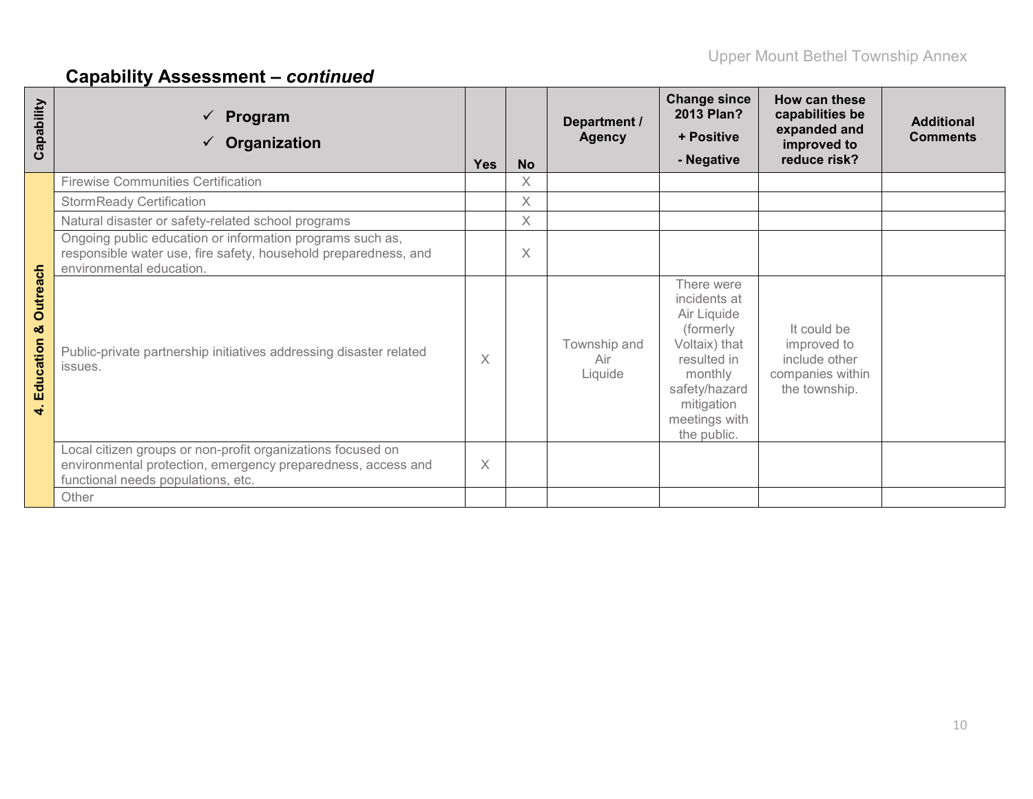## Capability Assessment – *continued*

| Capability | ✓ Program ✓ Organization | Yes | No | Department / Agency | Change since 2013 Plan? + Positive - Negative | How can these capabilities be expanded and improved to reduce risk? | Additional Comments |
|---|---|---|---|---|---|---|---|
| 4. Education & Outreach | Firewise Communities Certification | | X | | | | |
| | StormReady Certification | | X | | | | |
| | Natural disaster or safety-related school programs | | X | | | | |
| | Ongoing public education or information programs such as, responsible water use, fire safety, household preparedness, and environmental education. | | X | | | | |
| | Public-private partnership initiatives addressing disaster related issues. | X | | Township and Air Liquide | There were incidents at Air Liquide (formerly Voltaix) that resulted in monthly safety/hazard mitigation meetings with the public. | It could be improved to include other companies within the township. | |
| | Local citizen groups or non-profit organizations focused on environmental protection, emergency preparedness, access and functional needs populations, etc. | X | | | | | |
| | Other | | | | | | |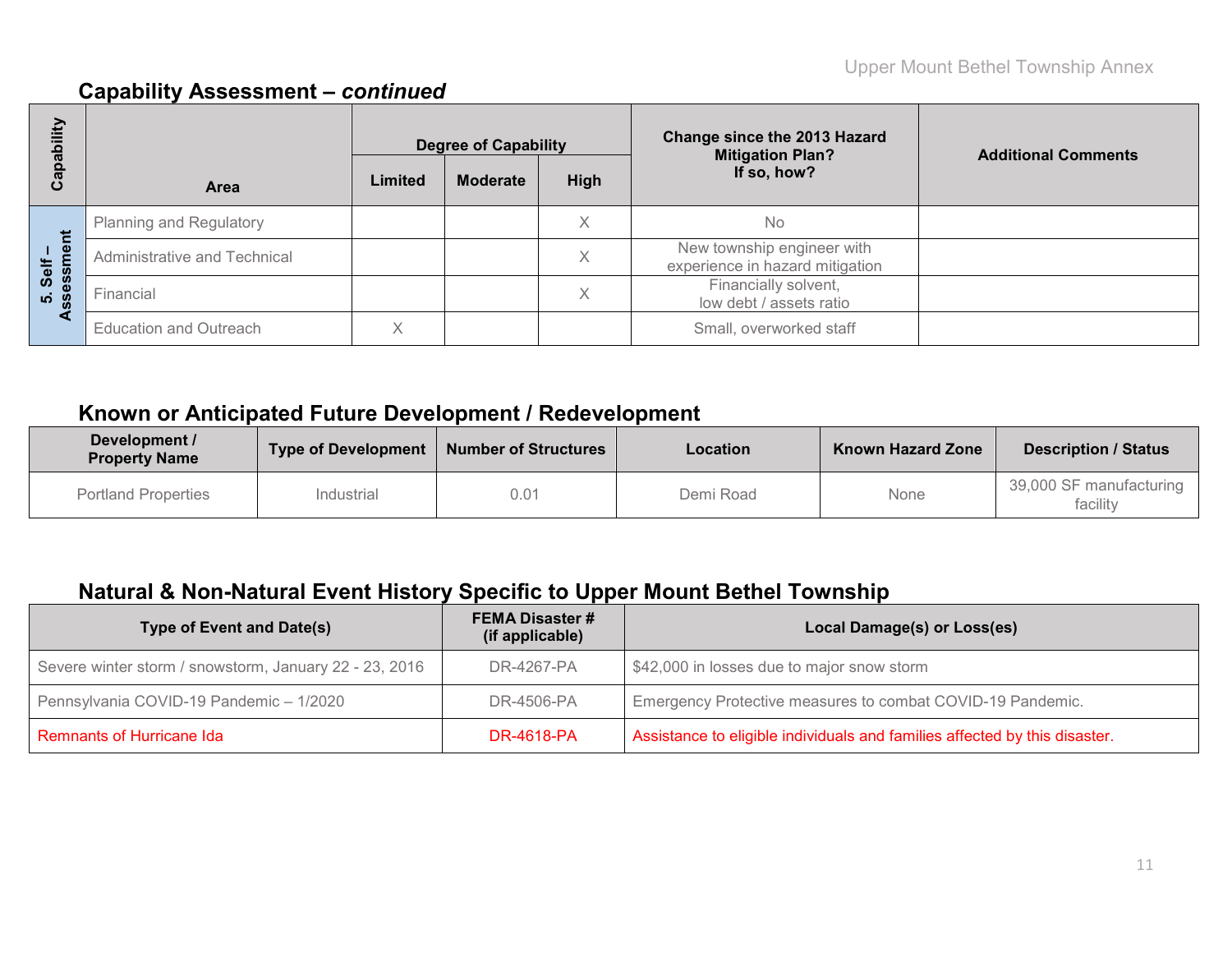## Capability Assessment – *continued*

| Capability | Area | Degree of Capability | | | Change since the 2013 Hazard Mitigation Plan? If so, how? | Additional Comments |
|---|---|---|---|---|---|---|
| | | Limited | Moderate | High | | |
| 5. Self – Assessment | Planning and Regulatory | | | X | No | |
| | Administrative and Technical | | | X | New township engineer with experience in hazard mitigation | |
| | Financial | | | X | Financially solvent, low debt / assets ratio | |
| | Education and Outreach | X | | | Small, overworked staff | |

## Known or Anticipated Future Development / Redevelopment

| Development / Property Name | Type of Development | Number of Structures | Location | Known Hazard Zone | Description / Status |
|---|---|---|---|---|---|
| Portland Properties | Industrial | 0.01 | Demi Road | None | 39,000 SF manufacturing facility |

## Natural & Non-Natural Event History Specific to Upper Mount Bethel Township

| Type of Event and Date(s) | FEMA Disaster # (if applicable) | Local Damage(s) or Loss(es) |
|---|---|---|
| Severe winter storm / snowstorm, January 22 - 23, 2016 | DR-4267-PA | $42,000 in losses due to major snow storm |
| Pennsylvania COVID-19 Pandemic – 1/2020 | DR-4506-PA | Emergency Protective measures to combat COVID-19 Pandemic. |
| Remnants of Hurricane Ida | DR-4618-PA | Assistance to eligible individuals and families affected by this disaster. |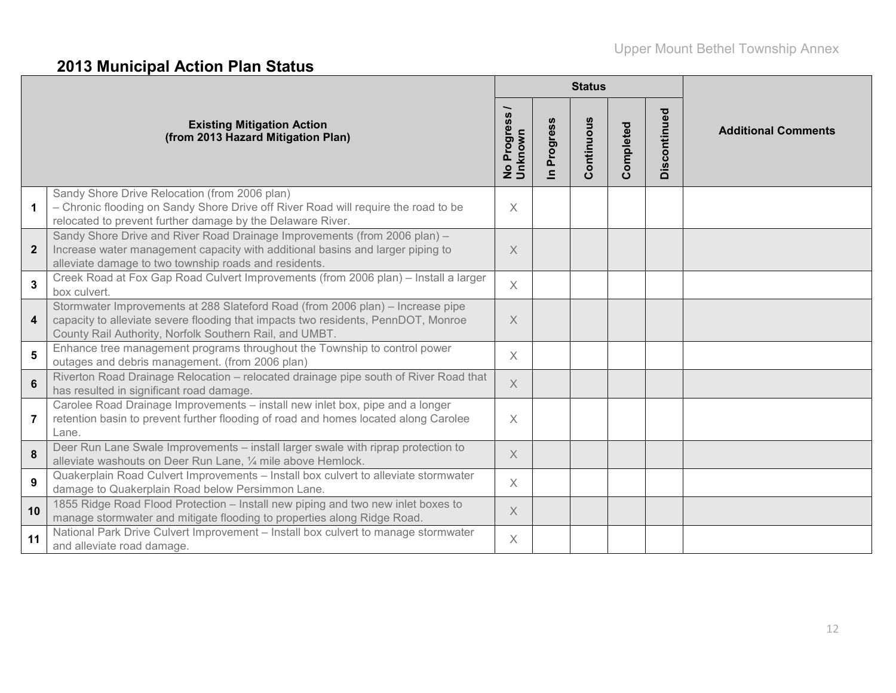## 2013 Municipal Action Plan Status

| | Existing Mitigation Action (from 2013 Hazard Mitigation Plan) | Status | | | | | Additional Comments |
|---|---|---|---|---|---|---|---|
| | | No Progress / Unknown | In Progress | Continuous | Completed | Discontinued | |
| 1 | Sandy Shore Drive Relocation (from 2006 plan) – Chronic flooding on Sandy Shore Drive off River Road will require the road to be relocated to prevent further damage by the Delaware River. | X | | | | | |
| 2 | Sandy Shore Drive and River Road Drainage Improvements (from 2006 plan) – Increase water management capacity with additional basins and larger piping to alleviate damage to two township roads and residents. | X | | | | | |
| 3 | Creek Road at Fox Gap Road Culvert Improvements (from 2006 plan) – Install a larger box culvert. | X | | | | | |
| 4 | Stormwater Improvements at 288 Slateford Road (from 2006 plan) – Increase pipe capacity to alleviate severe flooding that impacts two residents, PennDOT, Monroe County Rail Authority, Norfolk Southern Rail, and UMBT. | X | | | | | |
| 5 | Enhance tree management programs throughout the Township to control power outages and debris management. (from 2006 plan) | X | | | | | |
| 6 | Riverton Road Drainage Relocation – relocated drainage pipe south of River Road that has resulted in significant road damage. | X | | | | | |
| 7 | Carolee Road Drainage Improvements – install new inlet box, pipe and a longer retention basin to prevent further flooding of road and homes located along Carolee Lane. | X | | | | | |
| 8 | Deer Run Lane Swale Improvements – install larger swale with riprap protection to alleviate washouts on Deer Run Lane, ¼ mile above Hemlock. | X | | | | | |
| 9 | Quakerplain Road Culvert Improvements – Install box culvert to alleviate stormwater damage to Quakerplain Road below Persimmon Lane. | X | | | | | |
| 10 | 1855 Ridge Road Flood Protection – Install new piping and two new inlet boxes to manage stormwater and mitigate flooding to properties along Ridge Road. | X | | | | | |
| 11 | National Park Drive Culvert Improvement – Install box culvert to manage stormwater and alleviate road damage. | X | | | | | |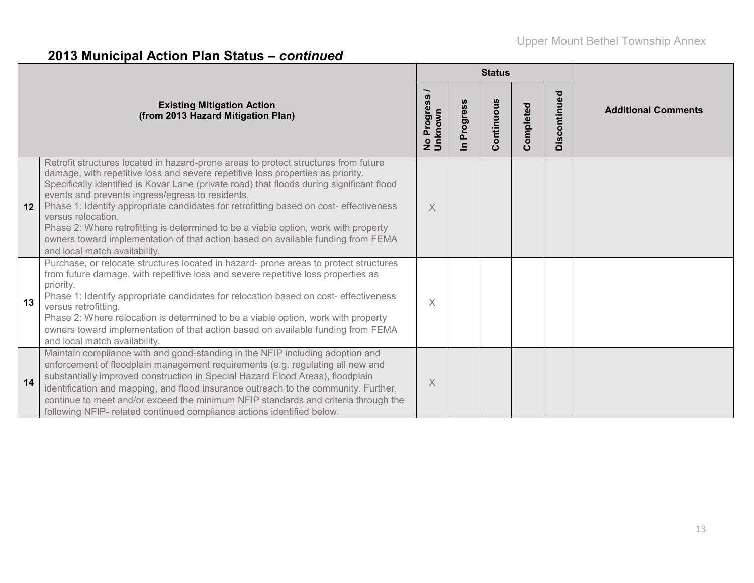## 2013 Municipal Action Plan Status – *continued*

| | Existing Mitigation Action (from 2013 Hazard Mitigation Plan) | Status | | | | | Additional Comments |
|---|---|---|---|---|---|---|---|
| | | No Progress / Unknown | In Progress | Continuous | Completed | Discontinued | |
| 12 | Retrofit structures located in hazard-prone areas to protect structures from future damage, with repetitive loss and severe repetitive loss properties as priority. Specifically identified is Kovar Lane (private road) that floods during significant flood events and prevents ingress/egress to residents.<br>Phase 1: Identify appropriate candidates for retrofitting based on cost- effectiveness versus relocation.<br>Phase 2: Where retrofitting is determined to be a viable option, work with property owners toward implementation of that action based on available funding from FEMA and local match availability. | X | | | | | |
| 13 | Purchase, or relocate structures located in hazard- prone areas to protect structures from future damage, with repetitive loss and severe repetitive loss properties as priority.<br>Phase 1: Identify appropriate candidates for relocation based on cost- effectiveness versus retrofitting.<br>Phase 2: Where relocation is determined to be a viable option, work with property owners toward implementation of that action based on available funding from FEMA and local match availability. | X | | | | | |
| 14 | Maintain compliance with and good-standing in the NFIP including adoption and enforcement of floodplain management requirements (e.g. regulating all new and substantially improved construction in Special Hazard Flood Areas), floodplain identification and mapping, and flood insurance outreach to the community. Further, continue to meet and/or exceed the minimum NFIP standards and criteria through the following NFIP- related continued compliance actions identified below. | X | | | | | |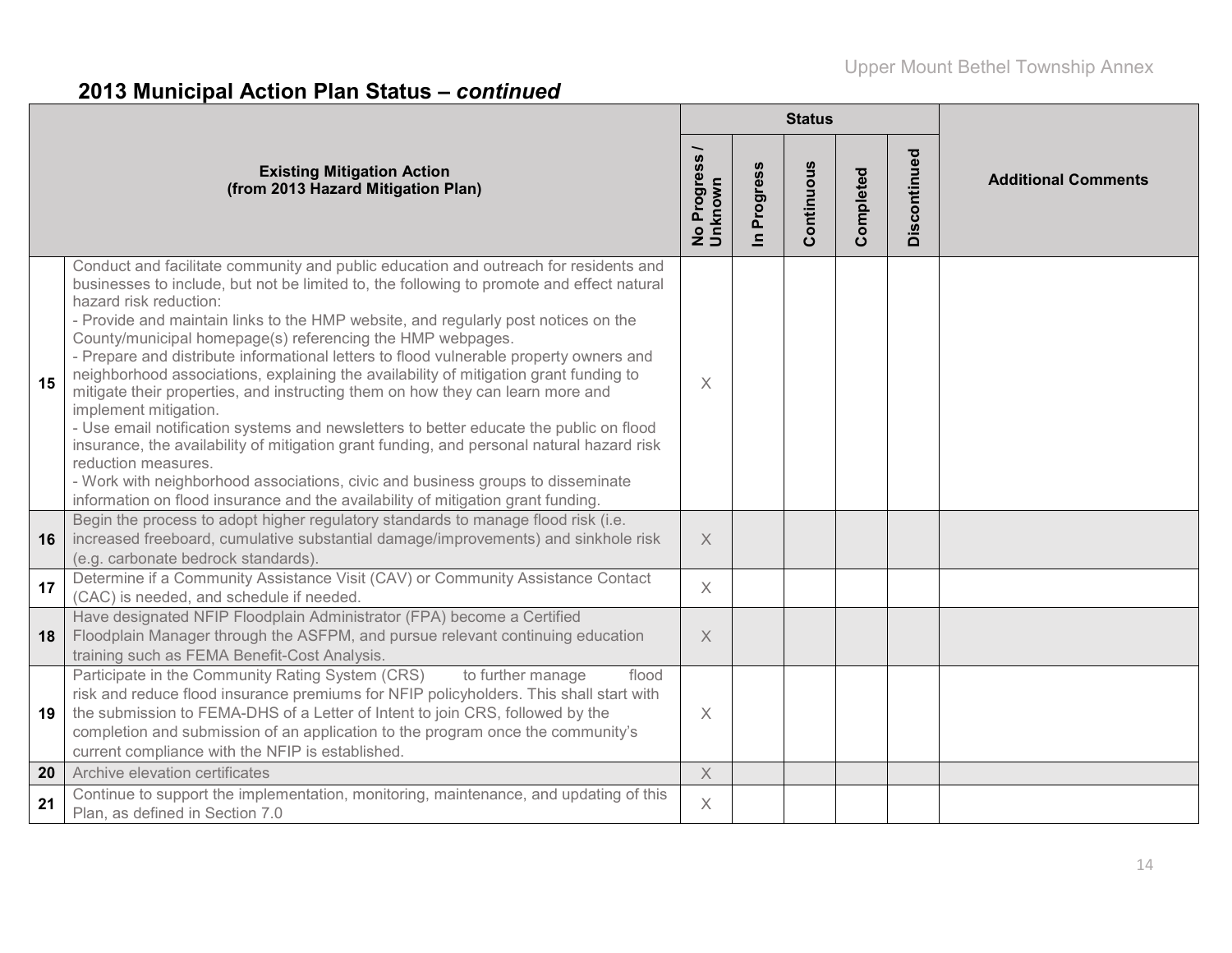## 2013 Municipal Action Plan Status – *continued*

| | Existing Mitigation Action (from 2013 Hazard Mitigation Plan) | Status | | | | | Additional Comments |
|---|---|---|---|---|---|---|---|
| | | No Progress / Unknown | In Progress | Continuous | Completed | Discontinued | |
| 15 | Conduct and facilitate community and public education and outreach for residents and businesses to include, but not be limited to, the following to promote and effect natural hazard risk reduction:<br>- Provide and maintain links to the HMP website, and regularly post notices on the County/municipal homepage(s) referencing the HMP webpages.<br>- Prepare and distribute informational letters to flood vulnerable property owners and neighborhood associations, explaining the availability of mitigation grant funding to mitigate their properties, and instructing them on how they can learn more and implement mitigation.<br>- Use email notification systems and newsletters to better educate the public on flood insurance, the availability of mitigation grant funding, and personal natural hazard risk reduction measures.<br>- Work with neighborhood associations, civic and business groups to disseminate information on flood insurance and the availability of mitigation grant funding. | X | | | | | |
| 16 | Begin the process to adopt higher regulatory standards to manage flood risk (i.e. increased freeboard, cumulative substantial damage/improvements) and sinkhole risk (e.g. carbonate bedrock standards). | X | | | | | |
| 17 | Determine if a Community Assistance Visit (CAV) or Community Assistance Contact (CAC) is needed, and schedule if needed. | X | | | | | |
| 18 | Have designated NFIP Floodplain Administrator (FPA) become a Certified Floodplain Manager through the ASFPM, and pursue relevant continuing education training such as FEMA Benefit-Cost Analysis. | X | | | | | |
| 19 | Participate in the Community Rating System (CRS) to further manage flood risk and reduce flood insurance premiums for NFIP policyholders. This shall start with the submission to FEMA-DHS of a Letter of Intent to join CRS, followed by the completion and submission of an application to the program once the community's current compliance with the NFIP is established. | X | | | | | |
| 20 | Archive elevation certificates | X | | | | | |
| 21 | Continue to support the implementation, monitoring, maintenance, and updating of this Plan, as defined in Section 7.0 | X | | | | | |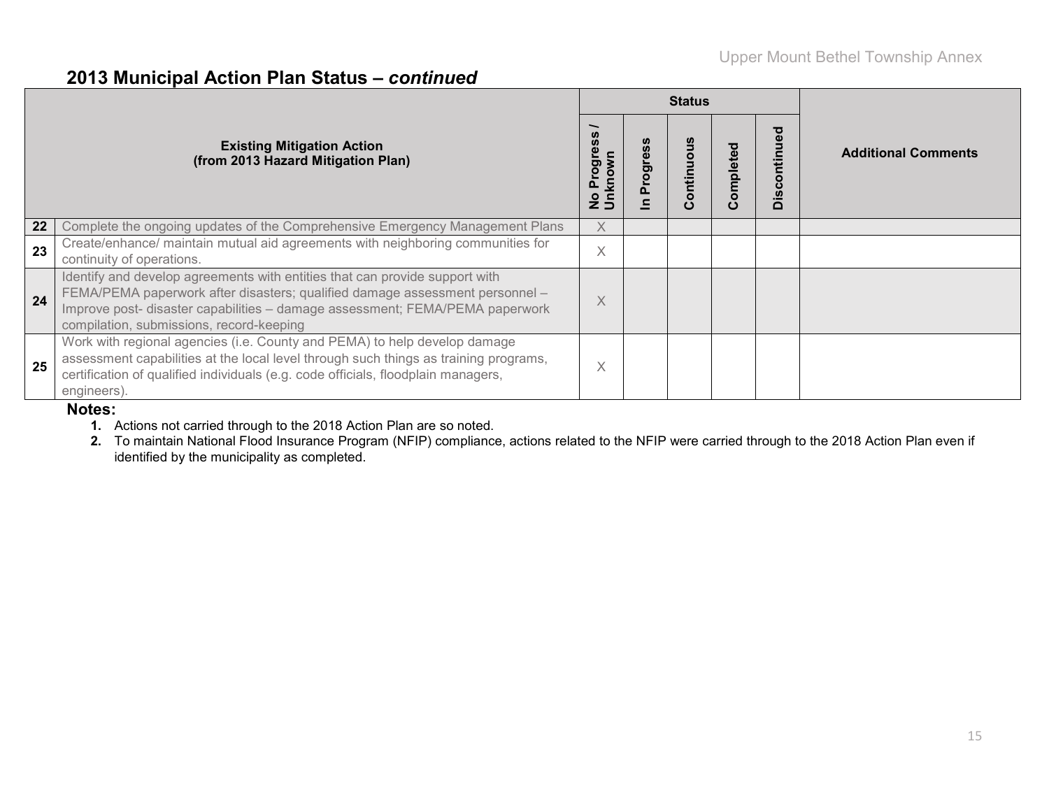## 2013 Municipal Action Plan Status – *continued*

| | Existing Mitigation Action (from 2013 Hazard Mitigation Plan) | Status | | | | | Additional Comments |
|---|---|---|---|---|---|---|---|
| | | No Progress / Unknown | In Progress | Continuous | Completed | Discontinued | |
| 22 | Complete the ongoing updates of the Comprehensive Emergency Management Plans | X | | | | | |
| 23 | Create/enhance/ maintain mutual aid agreements with neighboring communities for continuity of operations. | X | | | | | |
| 24 | Identify and develop agreements with entities that can provide support with FEMA/PEMA paperwork after disasters; qualified damage assessment personnel – Improve post- disaster capabilities – damage assessment; FEMA/PEMA paperwork compilation, submissions, record-keeping | X | | | | | |
| 25 | Work with regional agencies (i.e. County and PEMA) to help develop damage assessment capabilities at the local level through such things as training programs, certification of qualified individuals (e.g. code officials, floodplain managers, engineers). | X | | | | | |

**Notes:**

1. Actions not carried through to the 2018 Action Plan are so noted.
2. To maintain National Flood Insurance Program (NFIP) compliance, actions related to the NFIP were carried through to the 2018 Action Plan even if identified by the municipality as completed.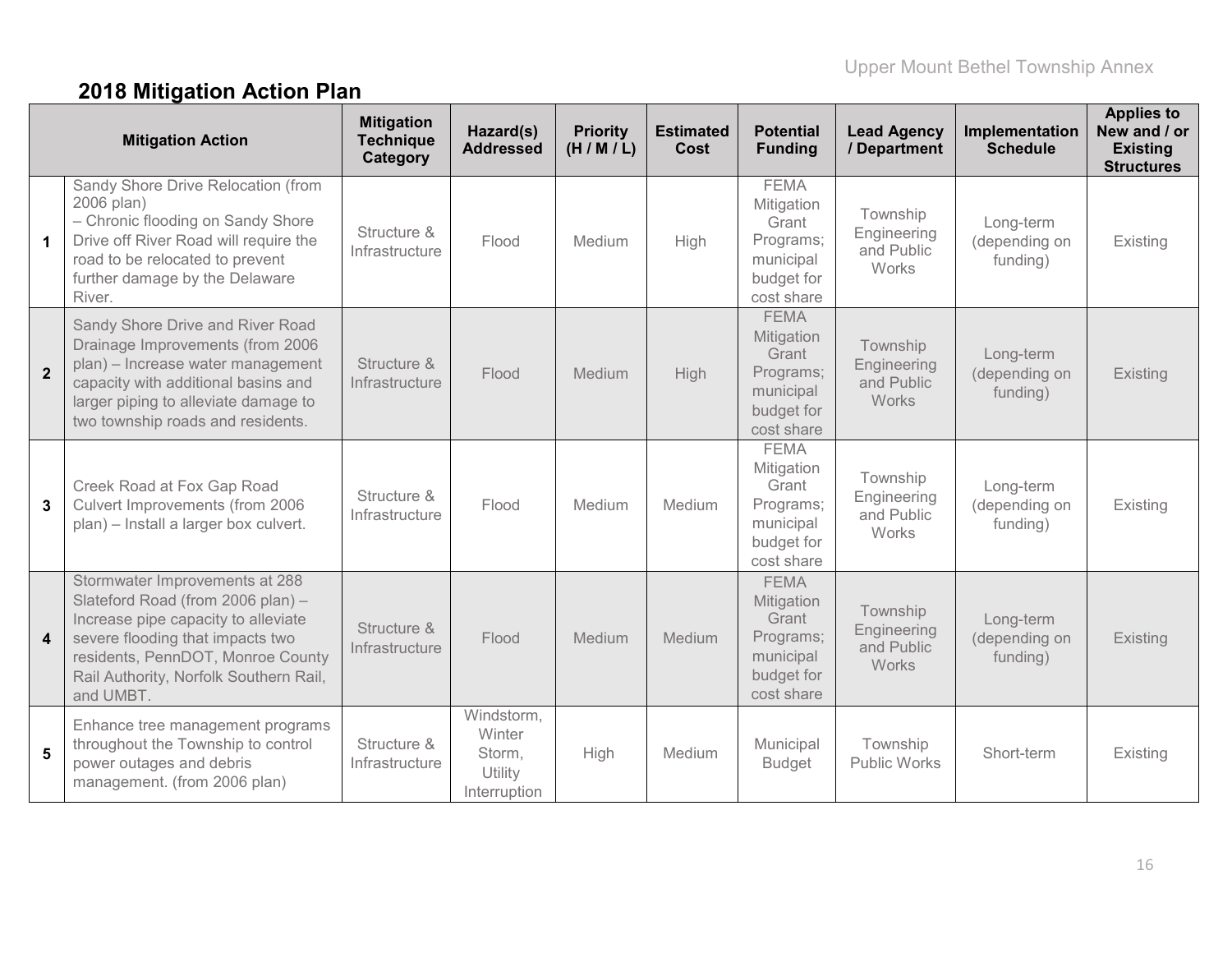## 2018 Mitigation Action Plan

| | Mitigation Action | Mitigation Technique Category | Hazard(s) Addressed | Priority (H / M / L) | Estimated Cost | Potential Funding | Lead Agency / Department | Implementation Schedule | Applies to New and / or Existing Structures |
|---|---|---|---|---|---|---|---|---|---|
| 1 | Sandy Shore Drive Relocation (from 2006 plan) – Chronic flooding on Sandy Shore Drive off River Road will require the road to be relocated to prevent further damage by the Delaware River. | Structure & Infrastructure | Flood | Medium | High | FEMA Mitigation Grant Programs; municipal budget for cost share | Township Engineering and Public Works | Long-term (depending on funding) | Existing |
| 2 | Sandy Shore Drive and River Road Drainage Improvements (from 2006 plan) – Increase water management capacity with additional basins and larger piping to alleviate damage to two township roads and residents. | Structure & Infrastructure | Flood | Medium | High | FEMA Mitigation Grant Programs; municipal budget for cost share | Township Engineering and Public Works | Long-term (depending on funding) | Existing |
| 3 | Creek Road at Fox Gap Road Culvert Improvements (from 2006 plan) – Install a larger box culvert. | Structure & Infrastructure | Flood | Medium | Medium | FEMA Mitigation Grant Programs; municipal budget for cost share | Township Engineering and Public Works | Long-term (depending on funding) | Existing |
| 4 | Stormwater Improvements at 288 Slateford Road (from 2006 plan) – Increase pipe capacity to alleviate severe flooding that impacts two residents, PennDOT, Monroe County Rail Authority, Norfolk Southern Rail, and UMBT. | Structure & Infrastructure | Flood | Medium | Medium | FEMA Mitigation Grant Programs; municipal budget for cost share | Township Engineering and Public Works | Long-term (depending on funding) | Existing |
| 5 | Enhance tree management programs throughout the Township to control power outages and debris management. (from 2006 plan) | Structure & Infrastructure | Windstorm, Winter Storm, Utility Interruption | High | Medium | Municipal Budget | Township Public Works | Short-term | Existing |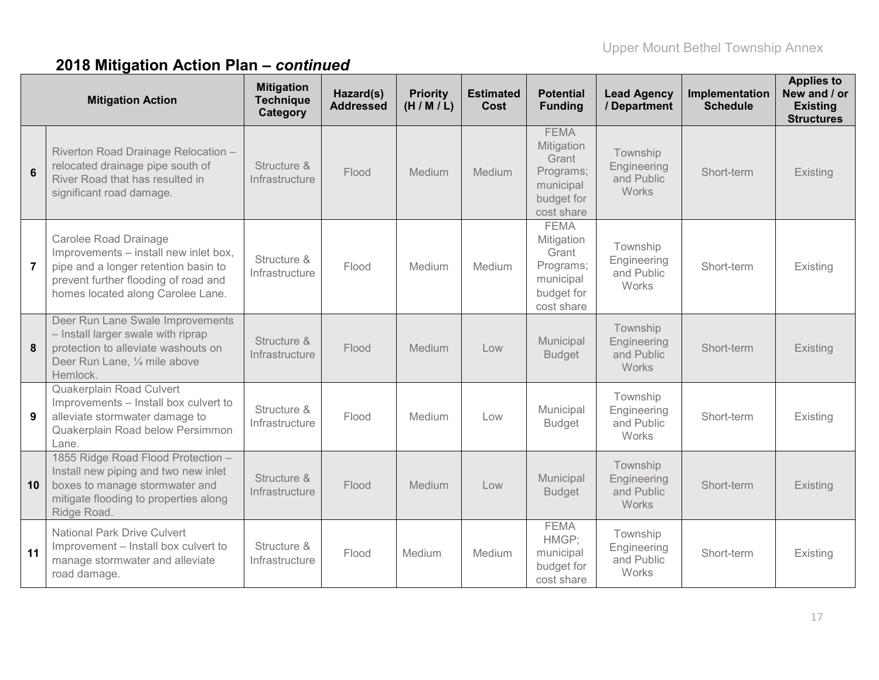## 2018 Mitigation Action Plan – *continued*

| | Mitigation Action | Mitigation Technique Category | Hazard(s) Addressed | Priority (H / M / L) | Estimated Cost | Potential Funding | Lead Agency / Department | Implementation Schedule | Applies to New and / or Existing Structures |
|---|---|---|---|---|---|---|---|---|---|
| 6 | Riverton Road Drainage Relocation – relocated drainage pipe south of River Road that has resulted in significant road damage. | Structure & Infrastructure | Flood | Medium | Medium | FEMA Mitigation Grant Programs; municipal budget for cost share | Township Engineering and Public Works | Short-term | Existing |
| 7 | Carolee Road Drainage Improvements – install new inlet box, pipe and a longer retention basin to prevent further flooding of road and homes located along Carolee Lane. | Structure & Infrastructure | Flood | Medium | Medium | FEMA Mitigation Grant Programs; municipal budget for cost share | Township Engineering and Public Works | Short-term | Existing |
| 8 | Deer Run Lane Swale Improvements – Install larger swale with riprap protection to alleviate washouts on Deer Run Lane, ¼ mile above Hemlock. | Structure & Infrastructure | Flood | Medium | Low | Municipal Budget | Township Engineering and Public Works | Short-term | Existing |
| 9 | Quakerplain Road Culvert Improvements – Install box culvert to alleviate stormwater damage to Quakerplain Road below Persimmon Lane. | Structure & Infrastructure | Flood | Medium | Low | Municipal Budget | Township Engineering and Public Works | Short-term | Existing |
| 10 | 1855 Ridge Road Flood Protection – Install new piping and two new inlet boxes to manage stormwater and mitigate flooding to properties along Ridge Road. | Structure & Infrastructure | Flood | Medium | Low | Municipal Budget | Township Engineering and Public Works | Short-term | Existing |
| 11 | National Park Drive Culvert Improvement – Install box culvert to manage stormwater and alleviate road damage. | Structure & Infrastructure | Flood | Medium | Medium | FEMA HMGP; municipal budget for cost share | Township Engineering and Public Works | Short-term | Existing |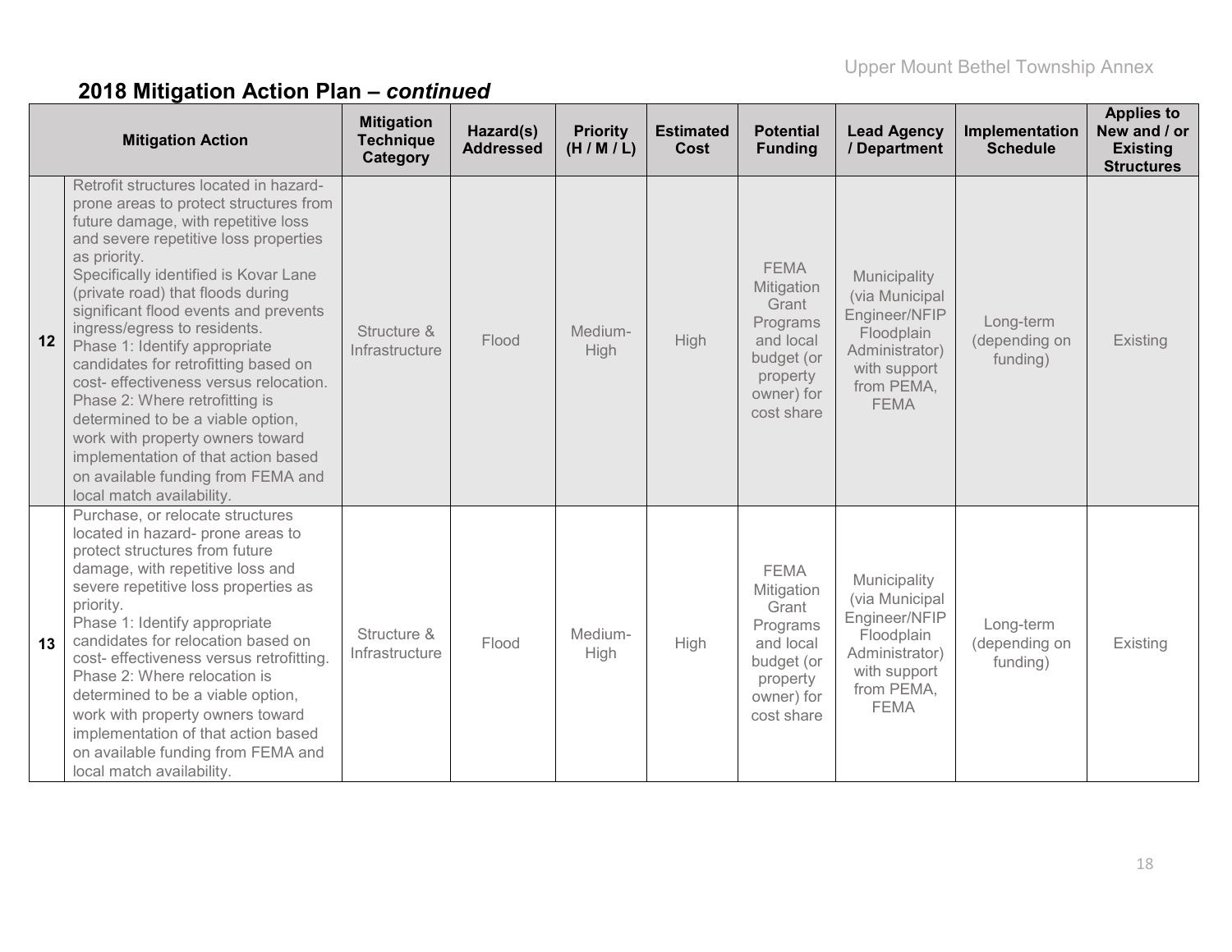## 2018 Mitigation Action Plan – *continued*

| | Mitigation Action | Mitigation Technique Category | Hazard(s) Addressed | Priority (H / M / L) | Estimated Cost | Potential Funding | Lead Agency / Department | Implementation Schedule | Applies to New and / or Existing Structures |
|---|---|---|---|---|---|---|---|---|---|
| **12** | Retrofit structures located in hazard-prone areas to protect structures from future damage, with repetitive loss and severe repetitive loss properties as priority. Specifically identified is Kovar Lane (private road) that floods during significant flood events and prevents ingress/egress to residents. Phase 1: Identify appropriate candidates for retrofitting based on cost- effectiveness versus relocation. Phase 2: Where retrofitting is determined to be a viable option, work with property owners toward implementation of that action based on available funding from FEMA and local match availability. | Structure & Infrastructure | Flood | Medium-High | High | FEMA Mitigation Grant Programs and local budget (or property owner) for cost share | Municipality (via Municipal Engineer/NFIP Floodplain Administrator) with support from PEMA, FEMA | Long-term (depending on funding) | Existing |
| **13** | Purchase, or relocate structures located in hazard- prone areas to protect structures from future damage, with repetitive loss and severe repetitive loss properties as priority. Phase 1: Identify appropriate candidates for relocation based on cost- effectiveness versus retrofitting. Phase 2: Where relocation is determined to be a viable option, work with property owners toward implementation of that action based on available funding from FEMA and local match availability. | Structure & Infrastructure | Flood | Medium-High | High | FEMA Mitigation Grant Programs and local budget (or property owner) for cost share | Municipality (via Municipal Engineer/NFIP Floodplain Administrator) with support from PEMA, FEMA | Long-term (depending on funding) | Existing |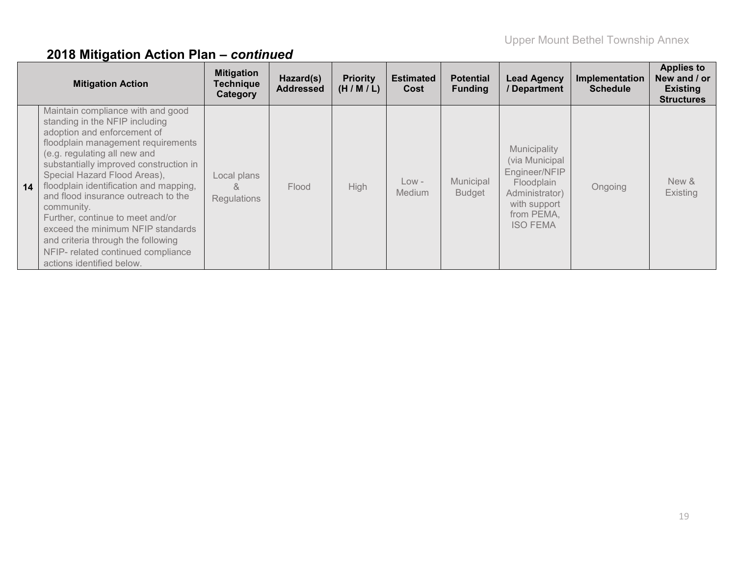## 2018 Mitigation Action Plan – *continued*

| | Mitigation Action | Mitigation Technique Category | Hazard(s) Addressed | Priority (H / M / L) | Estimated Cost | Potential Funding | Lead Agency / Department | Implementation Schedule | Applies to New and / or Existing Structures |
|---|---|---|---|---|---|---|---|---|---|
| 14 | Maintain compliance with and good standing in the NFIP including adoption and enforcement of floodplain management requirements (e.g. regulating all new and substantially improved construction in Special Hazard Flood Areas), floodplain identification and mapping, and flood insurance outreach to the community. Further, continue to meet and/or exceed the minimum NFIP standards and criteria through the following NFIP- related continued compliance actions identified below. | Local plans & Regulations | Flood | High | Low - Medium | Municipal Budget | Municipality (via Municipal Engineer/NFIP Floodplain Administrator) with support from PEMA, ISO FEMA | Ongoing | New & Existing |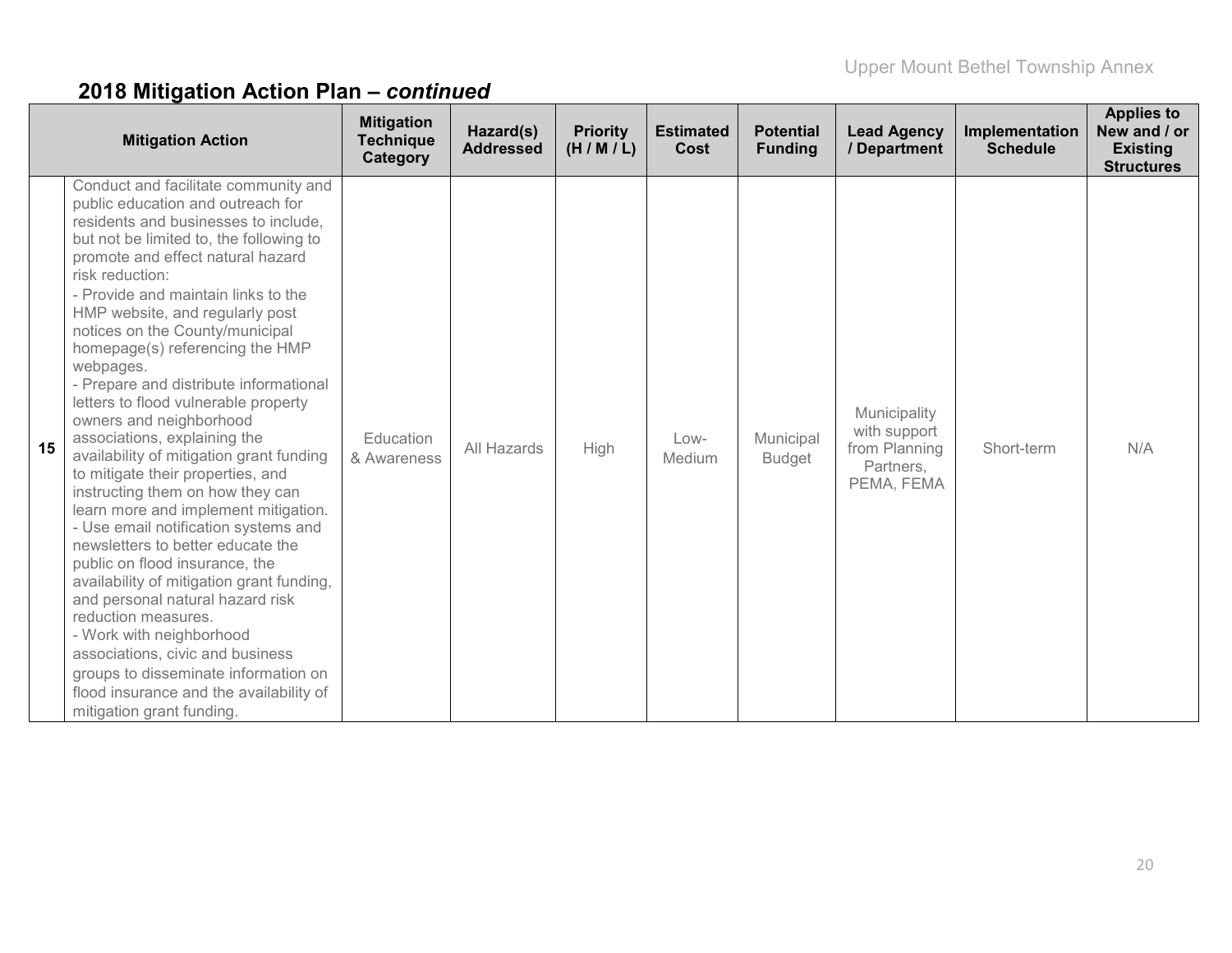## 2018 Mitigation Action Plan – *continued*

| | Mitigation Action | Mitigation Technique Category | Hazard(s) Addressed | Priority (H / M / L) | Estimated Cost | Potential Funding | Lead Agency / Department | Implementation Schedule | Applies to New and / or Existing Structures |
|---|---|---|---|---|---|---|---|---|---|
| 15 | Conduct and facilitate community and public education and outreach for residents and businesses to include, but not be limited to, the following to promote and effect natural hazard risk reduction:<br>- Provide and maintain links to the HMP website, and regularly post notices on the County/municipal homepage(s) referencing the HMP webpages.<br>- Prepare and distribute informational letters to flood vulnerable property owners and neighborhood associations, explaining the availability of mitigation grant funding to mitigate their properties, and instructing them on how they can learn more and implement mitigation.<br>- Use email notification systems and newsletters to better educate the public on flood insurance, the availability of mitigation grant funding, and personal natural hazard risk reduction measures.<br>- Work with neighborhood associations, civic and business groups to disseminate information on flood insurance and the availability of mitigation grant funding. | Education & Awareness | All Hazards | High | Low-Medium | Municipal Budget | Municipality with support from Planning Partners, PEMA, FEMA | Short-term | N/A |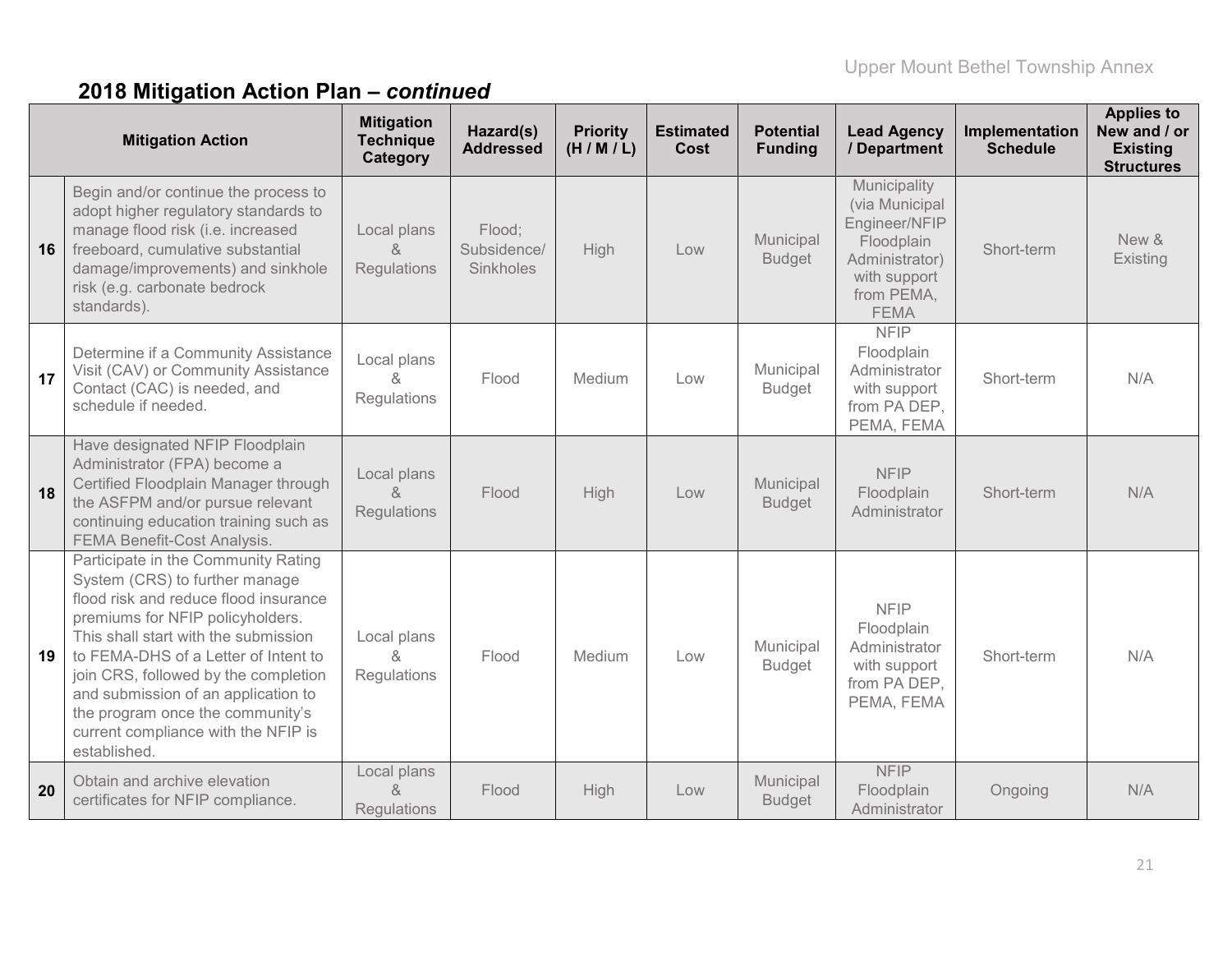## 2018 Mitigation Action Plan – *continued*

| | Mitigation Action | Mitigation Technique Category | Hazard(s) Addressed | Priority (H / M / L) | Estimated Cost | Potential Funding | Lead Agency / Department | Implementation Schedule | Applies to New and / or Existing Structures |
|---|---|---|---|---|---|---|---|---|---|
| 16 | Begin and/or continue the process to adopt higher regulatory standards to manage flood risk (i.e. increased freeboard, cumulative substantial damage/improvements) and sinkhole risk (e.g. carbonate bedrock standards). | Local plans & Regulations | Flood; Subsidence/ Sinkholes | High | Low | Municipal Budget | Municipality (via Municipal Engineer/NFIP Floodplain Administrator) with support from PEMA, FEMA | Short-term | New & Existing |
| 17 | Determine if a Community Assistance Visit (CAV) or Community Assistance Contact (CAC) is needed, and schedule if needed. | Local plans & Regulations | Flood | Medium | Low | Municipal Budget | NFIP Floodplain Administrator with support from PA DEP, PEMA, FEMA | Short-term | N/A |
| 18 | Have designated NFIP Floodplain Administrator (FPA) become a Certified Floodplain Manager through the ASFPM and/or pursue relevant continuing education training such as FEMA Benefit-Cost Analysis. | Local plans & Regulations | Flood | High | Low | Municipal Budget | NFIP Floodplain Administrator | Short-term | N/A |
| 19 | Participate in the Community Rating System (CRS) to further manage flood risk and reduce flood insurance premiums for NFIP policyholders. This shall start with the submission to FEMA-DHS of a Letter of Intent to join CRS, followed by the completion and submission of an application to the program once the community's current compliance with the NFIP is established. | Local plans & Regulations | Flood | Medium | Low | Municipal Budget | NFIP Floodplain Administrator with support from PA DEP, PEMA, FEMA | Short-term | N/A |
| 20 | Obtain and archive elevation certificates for NFIP compliance. | Local plans & Regulations | Flood | High | Low | Municipal Budget | NFIP Floodplain Administrator | Ongoing | N/A |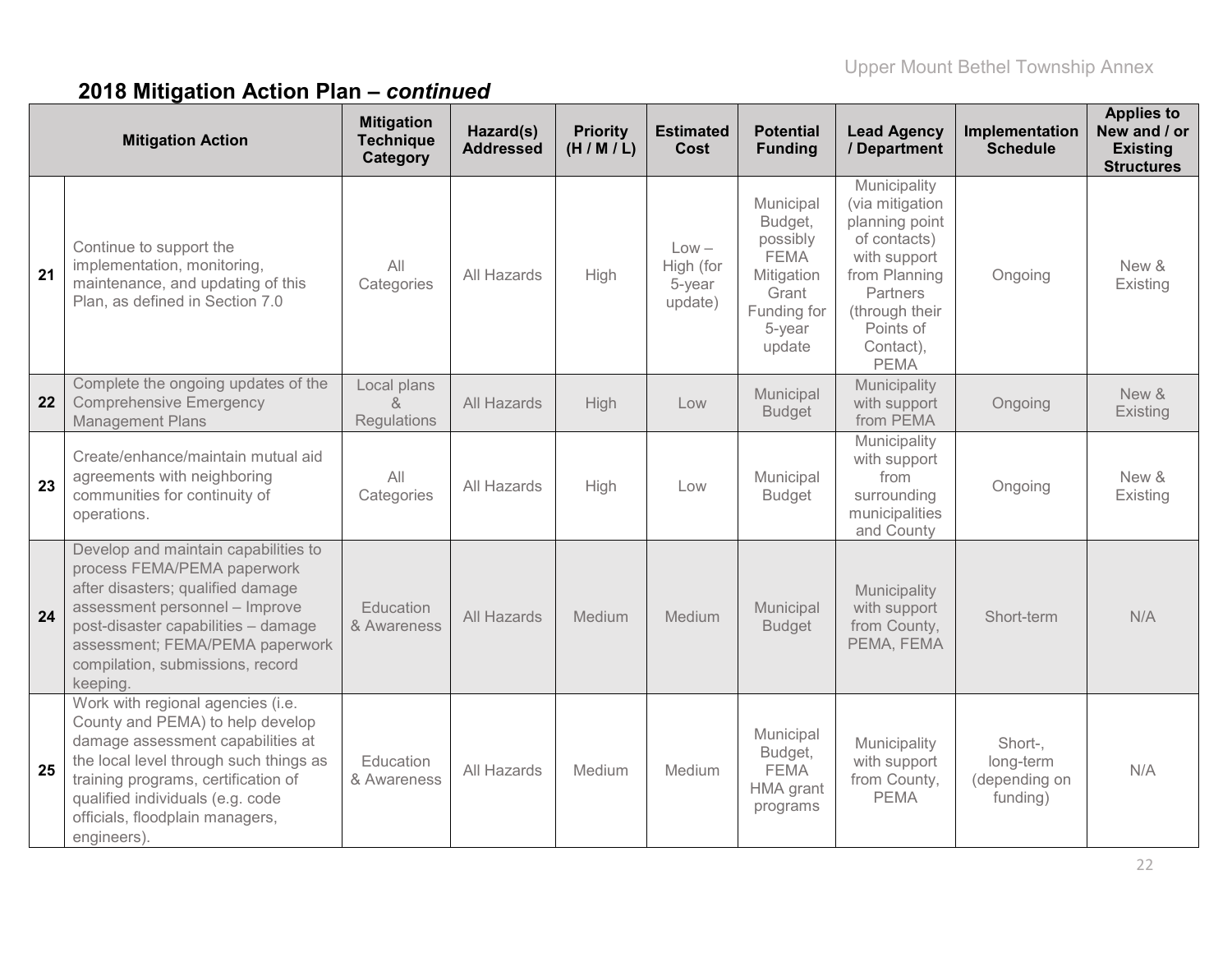## 2018 Mitigation Action Plan – *continued*

| | Mitigation Action | Mitigation Technique Category | Hazard(s) Addressed | Priority (H / M / L) | Estimated Cost | Potential Funding | Lead Agency / Department | Implementation Schedule | Applies to New and / or Existing Structures |
|---|---|---|---|---|---|---|---|---|---|
| 21 | Continue to support the implementation, monitoring, maintenance, and updating of this Plan, as defined in Section 7.0 | All Categories | All Hazards | High | Low – High (for 5-year update) | Municipal Budget, possibly FEMA Mitigation Grant Funding for 5-year update | Municipality (via mitigation planning point of contacts) with support from Planning Partners (through their Points of Contact), PEMA | Ongoing | New & Existing |
| 22 | Complete the ongoing updates of the Comprehensive Emergency Management Plans | Local plans & Regulations | All Hazards | High | Low | Municipal Budget | Municipality with support from PEMA | Ongoing | New & Existing |
| 23 | Create/enhance/maintain mutual aid agreements with neighboring communities for continuity of operations. | All Categories | All Hazards | High | Low | Municipal Budget | Municipality with support from surrounding municipalities and County | Ongoing | New & Existing |
| 24 | Develop and maintain capabilities to process FEMA/PEMA paperwork after disasters; qualified damage assessment personnel – Improve post-disaster capabilities – damage assessment; FEMA/PEMA paperwork compilation, submissions, record keeping. | Education & Awareness | All Hazards | Medium | Medium | Municipal Budget | Municipality with support from County, PEMA, FEMA | Short-term | N/A |
| 25 | Work with regional agencies (i.e. County and PEMA) to help develop damage assessment capabilities at the local level through such things as training programs, certification of qualified individuals (e.g. code officials, floodplain managers, engineers). | Education & Awareness | All Hazards | Medium | Medium | Municipal Budget, FEMA HMA grant programs | Municipality with support from County, PEMA | Short-, long-term (depending on funding) | N/A |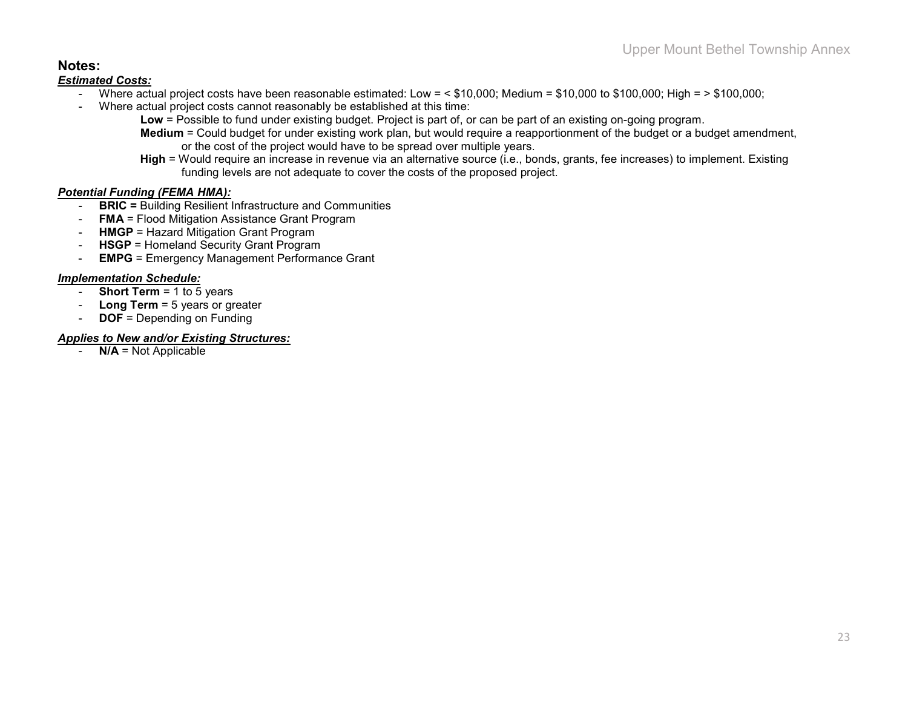## Notes:

***Estimated Costs:***

- Where actual project costs have been reasonable estimated: Low = < $10,000; Medium = $10,000 to $100,000; High = > $100,000;
- Where actual project costs cannot reasonably be established at this time:
  - **Low** = Possible to fund under existing budget. Project is part of, or can be part of an existing on-going program.
  - **Medium** = Could budget for under existing work plan, but would require a reapportionment of the budget or a budget amendment, or the cost of the project would have to be spread over multiple years.
  - **High** = Would require an increase in revenue via an alternative source (i.e., bonds, grants, fee increases) to implement. Existing funding levels are not adequate to cover the costs of the proposed project.

***Potential Funding (FEMA HMA):***

- **BRIC =** Building Resilient Infrastructure and Communities
- **FMA** = Flood Mitigation Assistance Grant Program
- **HMGP** = Hazard Mitigation Grant Program
- **HSGP** = Homeland Security Grant Program
- **EMPG** = Emergency Management Performance Grant

***Implementation Schedule:***

- **Short Term** = 1 to 5 years
- **Long Term** = 5 years or greater
- **DOF** = Depending on Funding

***Applies to New and/or Existing Structures:***

- **N/A** = Not Applicable